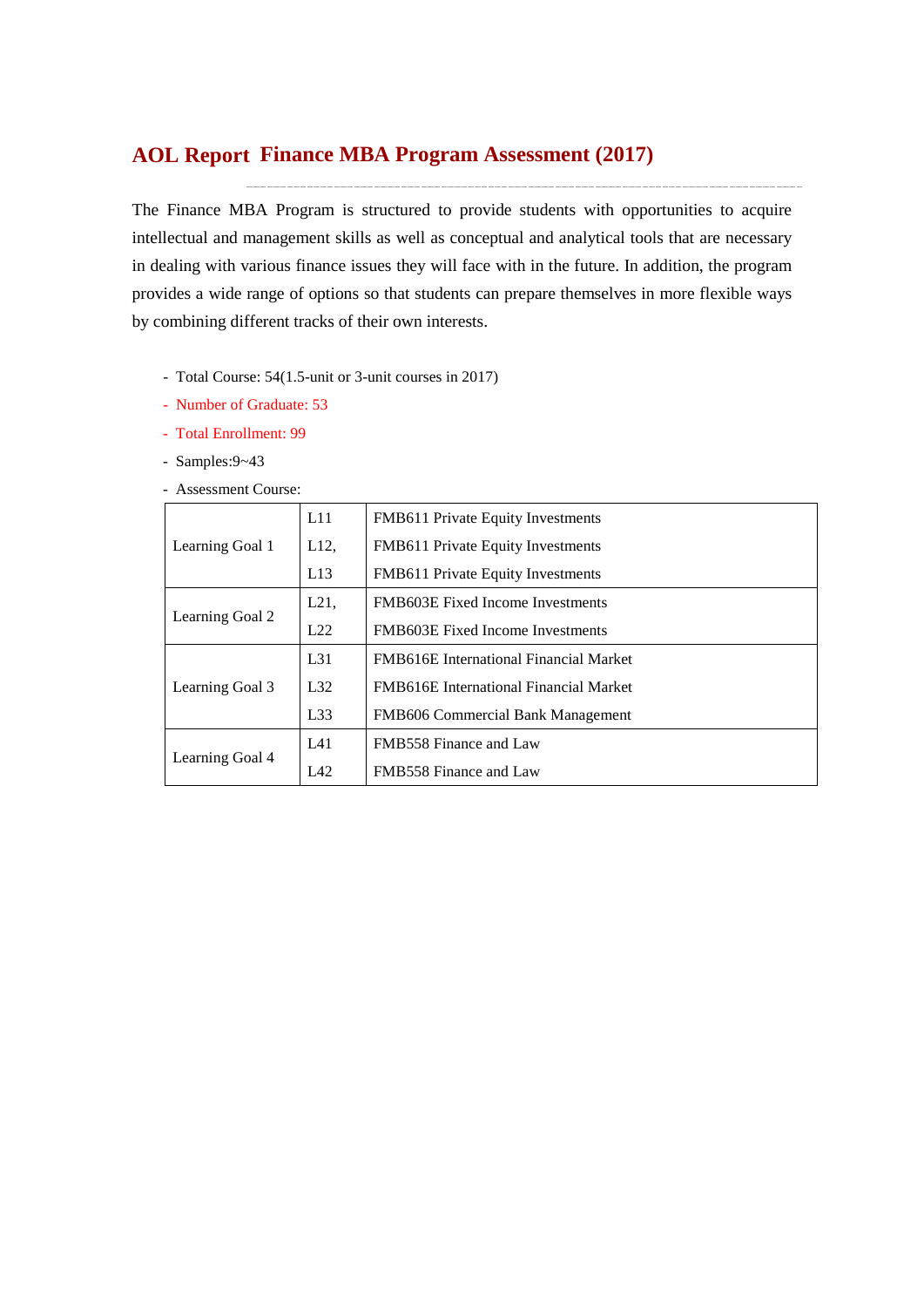# AOL Report Finance MBA Program Assessment (2017)

The Finance MBA Program is structured to provide students with opportunities to acquire intellectual and management skills as well as conceptual and analytical tools that are necessary in dealing with various finance issues they will face with in the future. In addition, the program provides a wide range of options so that students can prepare themselves in more flexible ways by combining different tracks of their own interests.

- Total Course: 54(1.5-unit or 3-unit courses in 2017)
- Number of Graduate: 53
- Total Enrollment: 99
- Samples:9~43
- Assessment Course:

| | | |
|---|---|---|
| Learning Goal 1 | L11 | FMB611 Private Equity Investments |
| | L12, | FMB611 Private Equity Investments |
| | L13 | FMB611 Private Equity Investments |
| Learning Goal 2 | L21, | FMB603E Fixed Income Investments |
| | L22 | FMB603E Fixed Income Investments |
| Learning Goal 3 | L31 | FMB616E International Financial Market |
| | L32 | FMB616E International Financial Market |
| | L33 | FMB606 Commercial Bank Management |
| Learning Goal 4 | L41 | FMB558 Finance and Law |
| | L42 | FMB558 Finance and Law |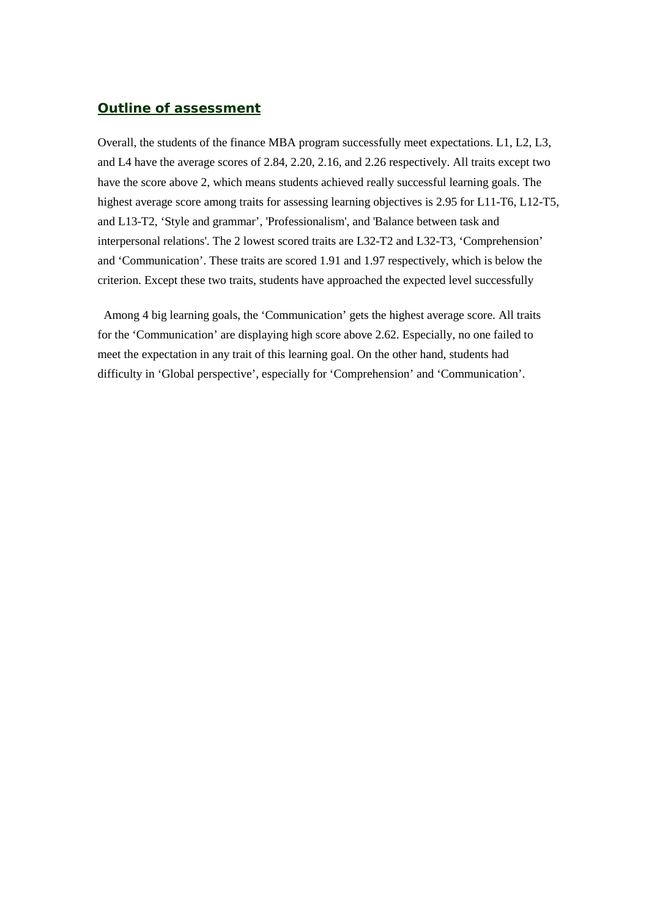## Outline of assessment

Overall, the students of the finance MBA program successfully meet expectations. L1, L2, L3, and L4 have the average scores of 2.84, 2.20, 2.16, and 2.26 respectively. All traits except two have the score above 2, which means students achieved really successful learning goals. The highest average score among traits for assessing learning objectives is 2.95 for L11-T6, L12-T5, and L13-T2, 'Style and grammar', 'Professionalism', and 'Balance between task and interpersonal relations'. The 2 lowest scored traits are L32-T2 and L32-T3, 'Comprehension' and 'Communication'. These traits are scored 1.91 and 1.97 respectively, which is below the criterion. Except these two traits, students have approached the expected level successfully

Among 4 big learning goals, the 'Communication' gets the highest average score. All traits for the 'Communication' are displaying high score above 2.62. Especially, no one failed to meet the expectation in any trait of this learning goal. On the other hand, students had difficulty in 'Global perspective', especially for 'Comprehension' and 'Communication'.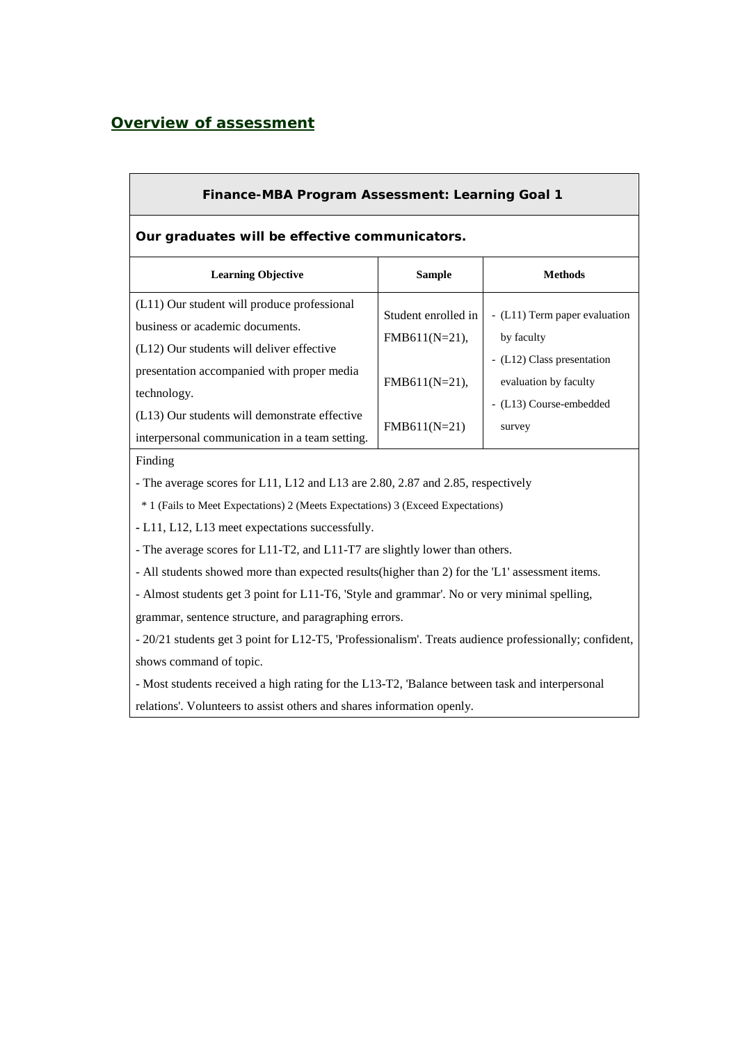## Overview of assessment

**Finance-MBA Program Assessment: Learning Goal 1**

**Our graduates will be effective communicators.**

| Learning Objective | Sample | Methods |
|---|---|---|
| (L11) Our student will produce professional business or academic documents. | Student enrolled in FMB611(N=21), | - (L11) Term paper evaluation by faculty |
| (L12) Our students will deliver effective presentation accompanied with proper media technology. | FMB611(N=21), | - (L12) Class presentation evaluation by faculty |
| (L13) Our students will demonstrate effective interpersonal communication in a team setting. | FMB611(N=21) | - (L13) Course-embedded survey |

Finding

- The average scores for L11, L12 and L13 are 2.80, 2.87 and 2.85, respectively

  * 1 (Fails to Meet Expectations) 2 (Meets Expectations) 3 (Exceed Expectations)

- L11, L12, L13 meet expectations successfully.
- The average scores for L11-T2, and L11-T7 are slightly lower than others.
- All students showed more than expected results(higher than 2) for the 'L1' assessment items.
- Almost students get 3 point for L11-T6, 'Style and grammar'. No or very minimal spelling, grammar, sentence structure, and paragraphing errors.
- 20/21 students get 3 point for L12-T5, 'Professionalism'. Treats audience professionally; confident, shows command of topic.
- Most students received a high rating for the L13-T2, 'Balance between task and interpersonal relations'. Volunteers to assist others and shares information openly.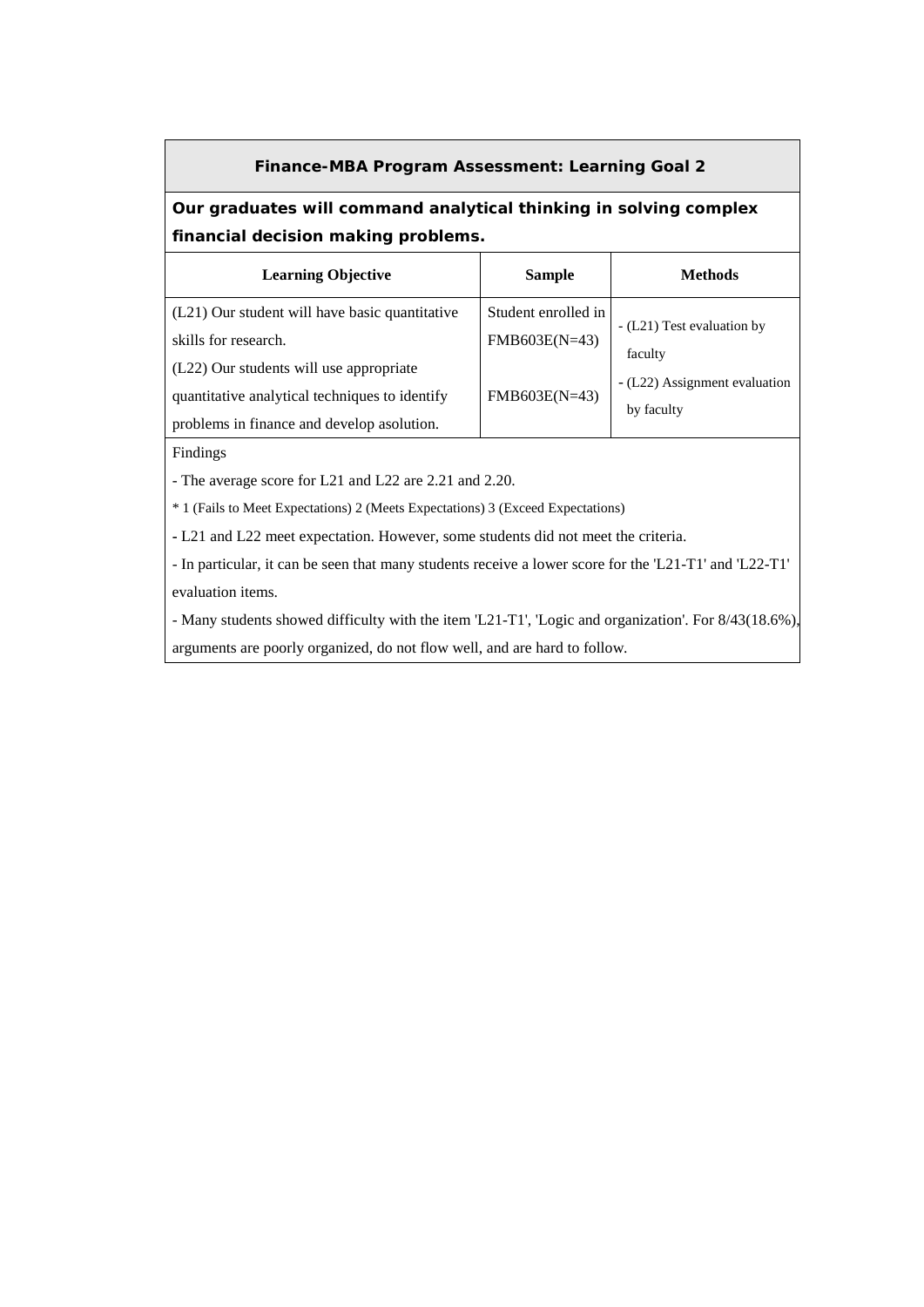### Finance-MBA Program Assessment: Learning Goal 2

**Our graduates will command analytical thinking in solving complex financial decision making problems.**

| Learning Objective | Sample | Methods |
| --- | --- | --- |
| (L21) Our student will have basic quantitative skills for research.<br>(L22) Our students will use appropriate quantitative analytical techniques to identify problems in finance and develop asolution. | Student enrolled in FMB603E(N=43)<br><br>FMB603E(N=43) | - (L21) Test evaluation by faculty<br>- (L22) Assignment evaluation by faculty |

Findings

- The average score for L21 and L22 are 2.21 and 2.20.

* 1 (Fails to Meet Expectations) 2 (Meets Expectations) 3 (Exceed Expectations)

- L21 and L22 meet expectation. However, some students did not meet the criteria.
- In particular, it can be seen that many students receive a lower score for the 'L21-T1' and 'L22-T1' evaluation items.
- Many students showed difficulty with the item 'L21-T1', 'Logic and organization'. For 8/43(18.6%), arguments are poorly organized, do not flow well, and are hard to follow.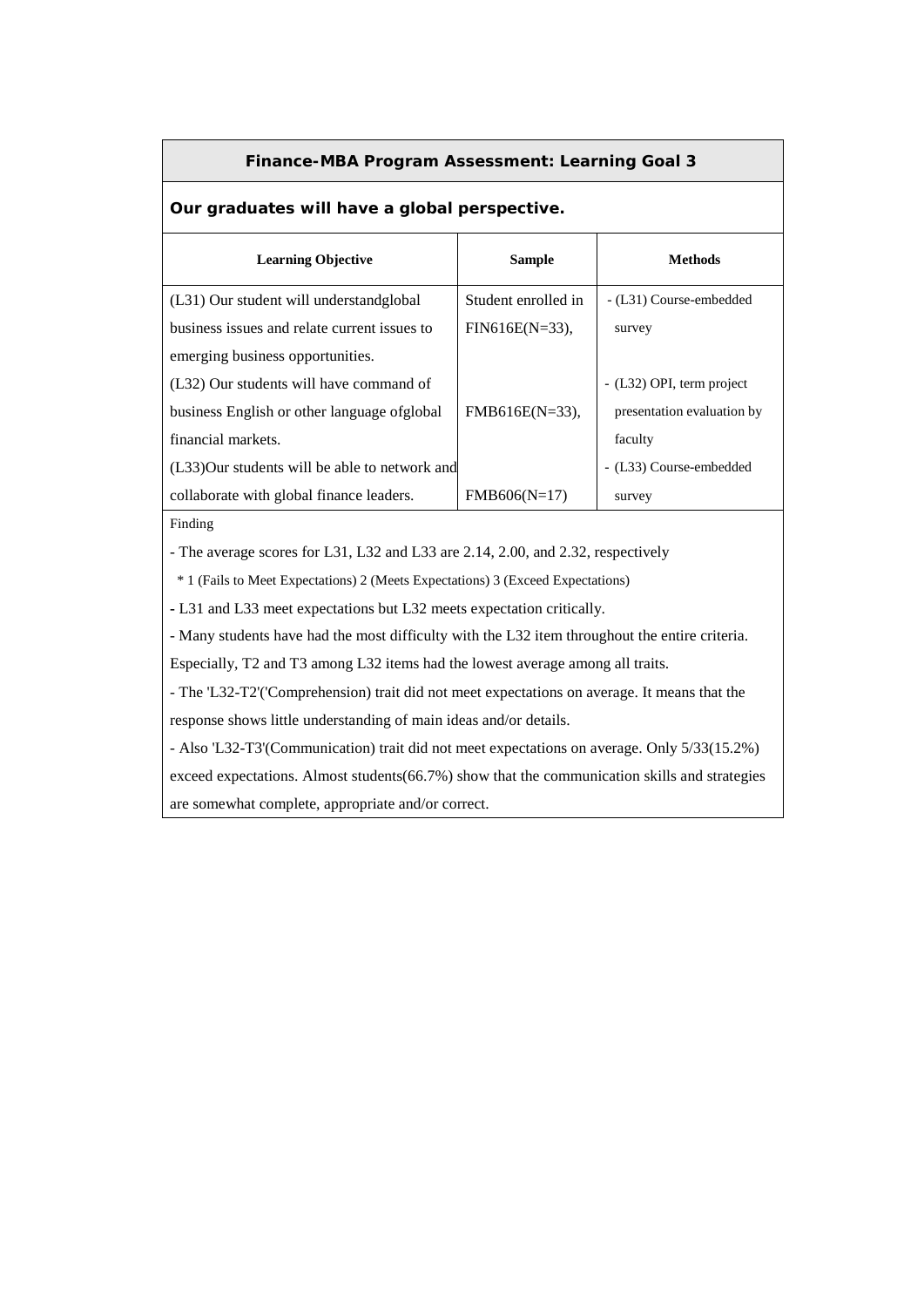## Finance-MBA Program Assessment: Learning Goal 3

**Our graduates will have a global perspective.**

| Learning Objective | Sample | Methods |
|---|---|---|
| (L31) Our student will understandglobal business issues and relate current issues to emerging business opportunities. | Student enrolled in FIN616E(N=33), | - (L31) Course-embedded survey |
| (L32) Our students will have command of business English or other language ofglobal financial markets. | FMB616E(N=33), | - (L32) OPI, term project presentation evaluation by faculty |
| (L33)Our students will be able to network and collaborate with global finance leaders. | FMB606(N=17) | - (L33) Course-embedded survey |

Finding

- The average scores for L31, L32 and L33 are 2.14, 2.00, and 2.32, respectively

  * 1 (Fails to Meet Expectations) 2 (Meets Expectations) 3 (Exceed Expectations)

- L31 and L33 meet expectations but L32 meets expectation critically.

- Many students have had the most difficulty with the L32 item throughout the entire criteria. Especially, T2 and T3 among L32 items had the lowest average among all traits.

- The 'L32-T2'('Comprehension) trait did not meet expectations on average. It means that the response shows little understanding of main ideas and/or details.

- Also 'L32-T3'(Communication) trait did not meet expectations on average. Only 5/33(15.2%) exceed expectations. Almost students(66.7%) show that the communication skills and strategies are somewhat complete, appropriate and/or correct.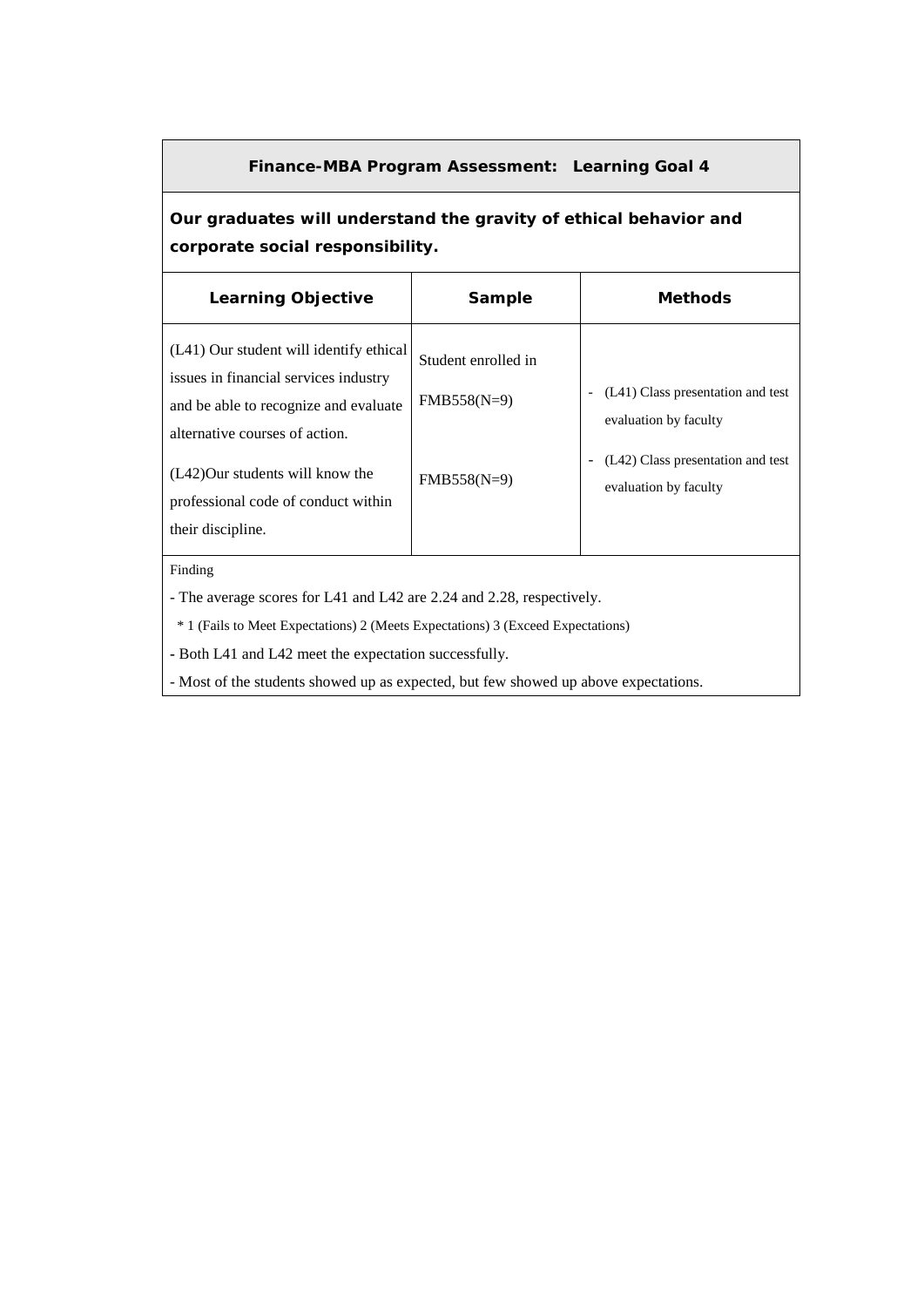## Finance-MBA Program Assessment: Learning Goal 4

**Our graduates will understand the gravity of ethical behavior and corporate social responsibility.**

| Learning Objective | Sample | Methods |
|---|---|---|
| (L41) Our student will identify ethical issues in financial services industry and be able to recognize and evaluate alternative courses of action.<br><br>(L42)Our students will know the professional code of conduct within their discipline. | Student enrolled in FMB558(N=9)<br><br>FMB558(N=9) | - (L41) Class presentation and test evaluation by faculty<br><br>- (L42) Class presentation and test evaluation by faculty |

Finding

- The average scores for L41 and L42 are 2.24 and 2.28, respectively.

  * 1 (Fails to Meet Expectations) 2 (Meets Expectations) 3 (Exceed Expectations)

- Both L41 and L42 meet the expectation successfully.

- Most of the students showed up as expected, but few showed up above expectations.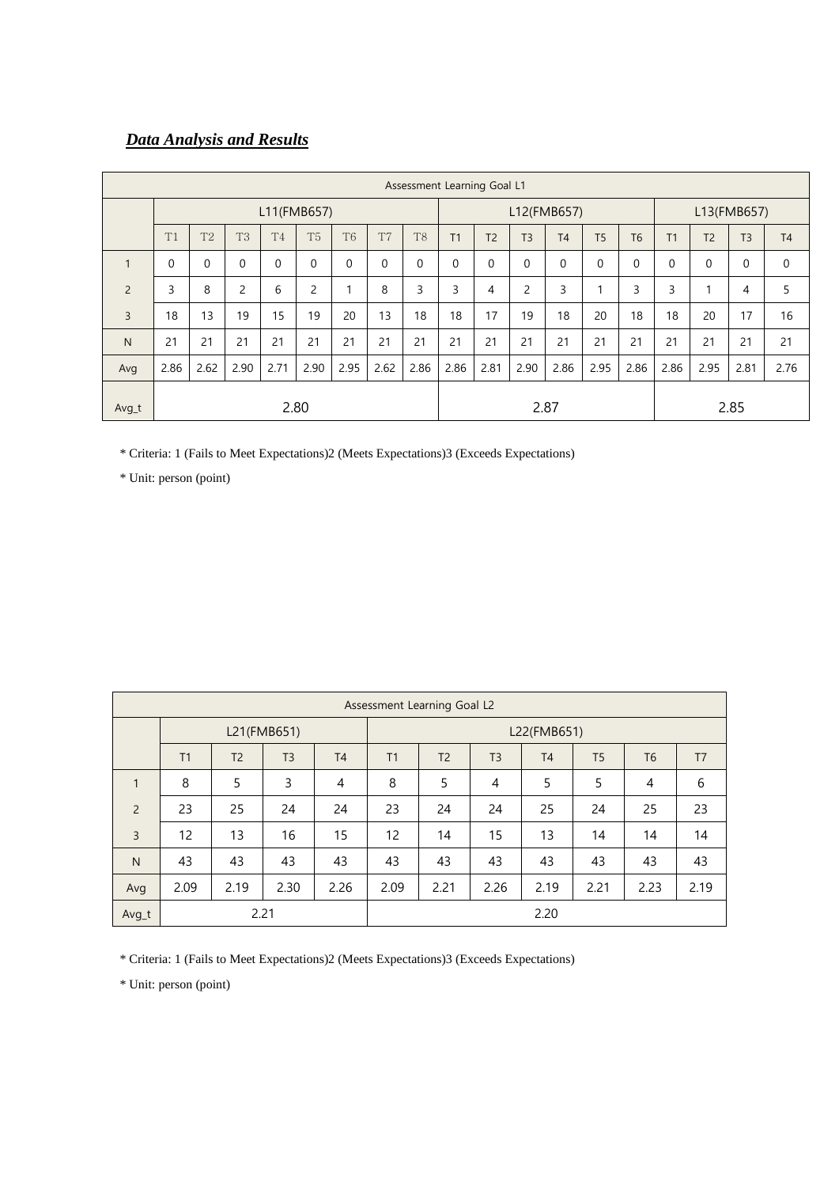***Data Analysis and Results***

| Assessment Learning Goal L1 | | | | | | | | | | | | | | | | | | | |
|---|---|---|---|---|---|---|---|---|---|---|---|---|---|---|---|---|---|---|---|
| | L11(FMB657) | | | | | | | | L12(FMB657) | | | | | | L13(FMB657) | | | | |
| | T1 | T2 | T3 | T4 | T5 | T6 | T7 | T8 | T1 | T2 | T3 | T4 | T5 | T6 | T1 | T2 | T3 | T4 |
| 1 | 0 | 0 | 0 | 0 | 0 | 0 | 0 | 0 | 0 | 0 | 0 | 0 | 0 | 0 | 0 | 0 | 0 | 0 |
| 2 | 3 | 8 | 2 | 6 | 2 | 1 | 8 | 3 | 3 | 4 | 2 | 3 | 1 | 3 | 3 | 1 | 4 | 5 |
| 3 | 18 | 13 | 19 | 15 | 19 | 20 | 13 | 18 | 18 | 17 | 19 | 18 | 20 | 18 | 18 | 20 | 17 | 16 |
| N | 21 | 21 | 21 | 21 | 21 | 21 | 21 | 21 | 21 | 21 | 21 | 21 | 21 | 21 | 21 | 21 | 21 | 21 |
| Avg | 2.86 | 2.62 | 2.90 | 2.71 | 2.90 | 2.95 | 2.62 | 2.86 | 2.86 | 2.81 | 2.90 | 2.86 | 2.95 | 2.86 | 2.86 | 2.95 | 2.81 | 2.76 |
| Avg_t | 2.80 | | | | | | | | 2.87 | | | | | | 2.85 | | | |

\* Criteria: 1 (Fails to Meet Expectations)2 (Meets Expectations)3 (Exceeds Expectations)

\* Unit: person (point)

| Assessment Learning Goal L2 | | | | | | | | | | | |
|---|---|---|---|---|---|---|---|---|---|---|---|
| | L21(FMB651) | | | | L22(FMB651) | | | | | | |
| | T1 | T2 | T3 | T4 | T1 | T2 | T3 | T4 | T5 | T6 | T7 |
| 1 | 8 | 5 | 3 | 4 | 8 | 5 | 4 | 5 | 5 | 4 | 6 |
| 2 | 23 | 25 | 24 | 24 | 23 | 24 | 24 | 25 | 24 | 25 | 23 |
| 3 | 12 | 13 | 16 | 15 | 12 | 14 | 15 | 13 | 14 | 14 | 14 |
| N | 43 | 43 | 43 | 43 | 43 | 43 | 43 | 43 | 43 | 43 | 43 |
| Avg | 2.09 | 2.19 | 2.30 | 2.26 | 2.09 | 2.21 | 2.26 | 2.19 | 2.21 | 2.23 | 2.19 |
| Avg_t | 2.21 | | | | 2.20 | | | | | | |

\* Criteria: 1 (Fails to Meet Expectations)2 (Meets Expectations)3 (Exceeds Expectations)

\* Unit: person (point)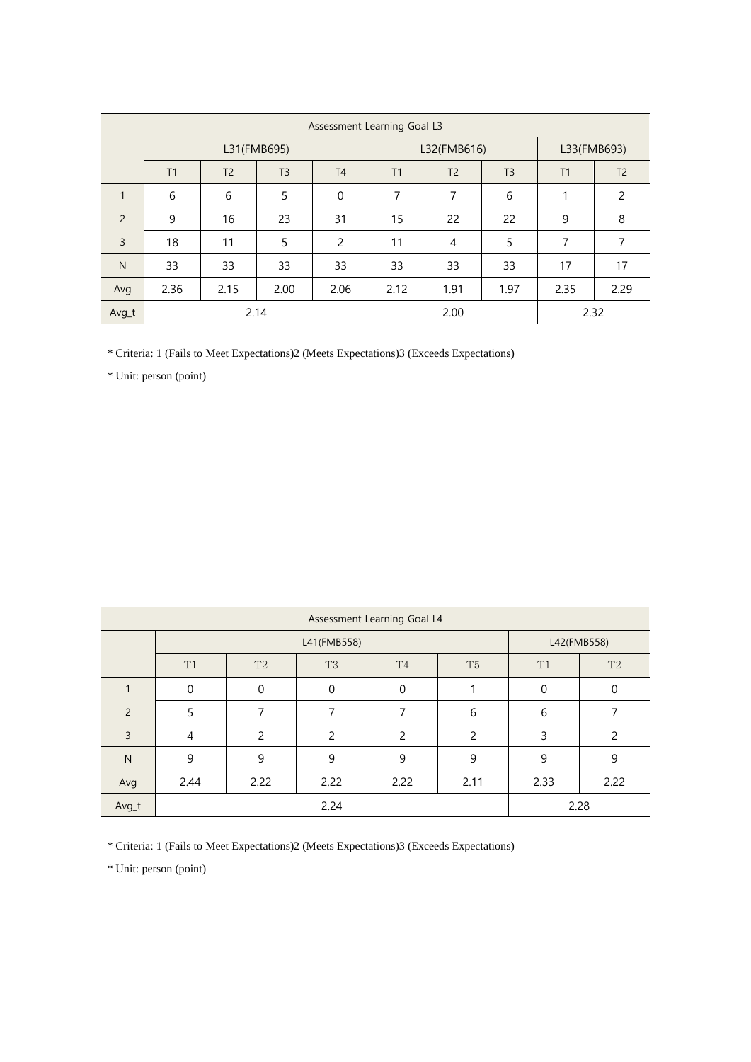| Assessment Learning Goal L3 | | | | | | | | | |
|---|---|---|---|---|---|---|---|---|---|
| | L31(FMB695) | | | | L32(FMB616) | | | L33(FMB693) | |
| | T1 | T2 | T3 | T4 | T1 | T2 | T3 | T1 | T2 |
| 1 | 6 | 6 | 5 | 0 | 7 | 7 | 6 | 1 | 2 |
| 2 | 9 | 16 | 23 | 31 | 15 | 22 | 22 | 9 | 8 |
| 3 | 18 | 11 | 5 | 2 | 11 | 4 | 5 | 7 | 7 |
| N | 33 | 33 | 33 | 33 | 33 | 33 | 33 | 17 | 17 |
| Avg | 2.36 | 2.15 | 2.00 | 2.06 | 2.12 | 1.91 | 1.97 | 2.35 | 2.29 |
| Avg_t | 2.14 | | | | 2.00 | | | 2.32 | |

* Criteria: 1 (Fails to Meet Expectations)2 (Meets Expectations)3 (Exceeds Expectations)

* Unit: person (point)

| Assessment Learning Goal L4 | | | | | | | |
|---|---|---|---|---|---|---|---|
| | L41(FMB558) | | | | | L42(FMB558) | |
| | T1 | T2 | T3 | T4 | T5 | T1 | T2 |
| 1 | 0 | 0 | 0 | 0 | 1 | 0 | 0 |
| 2 | 5 | 7 | 7 | 7 | 6 | 6 | 7 |
| 3 | 4 | 2 | 2 | 2 | 2 | 3 | 2 |
| N | 9 | 9 | 9 | 9 | 9 | 9 | 9 |
| Avg | 2.44 | 2.22 | 2.22 | 2.22 | 2.11 | 2.33 | 2.22 |
| Avg_t | 2.24 | | | | | 2.28 | |

* Criteria: 1 (Fails to Meet Expectations)2 (Meets Expectations)3 (Exceeds Expectations)

* Unit: person (point)